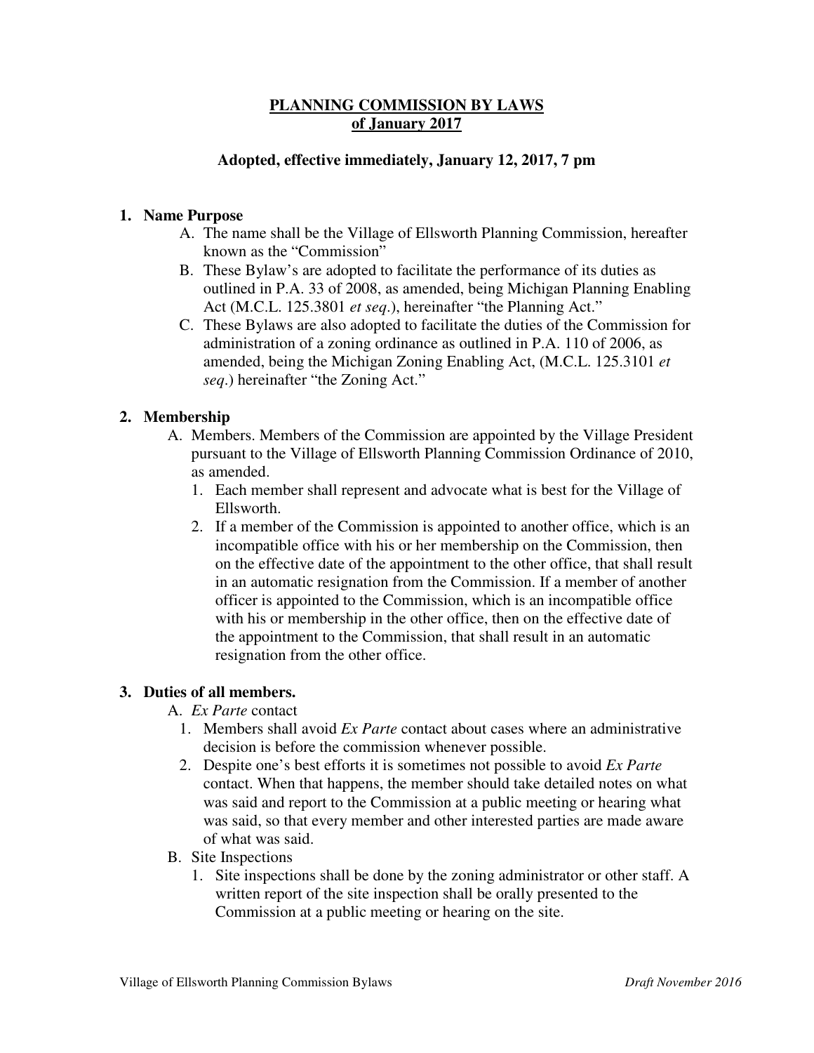# **PLANNING COMMISSION BY LAWS of January 2017**

**Adopted, effective immediately, January 12, 2017, 7 pm**

**1. Name Purpose**

A. The name shall be the Village of Ellsworth Planning Commission, hereafter known as the "Commission"

B. These Bylaw's are adopted to facilitate the performance of its duties as outlined in P.A. 33 of 2008, as amended, being Michigan Planning Enabling Act (M.C.L. 125.3801 *et seq*.), hereinafter "the Planning Act."

C. These Bylaws are also adopted to facilitate the duties of the Commission for administration of a zoning ordinance as outlined in P.A. 110 of 2006, as amended, being the Michigan Zoning Enabling Act, (M.C.L. 125.3101 *et seq*.) hereinafter "the Zoning Act."

**2. Membership**

A. Members. Members of the Commission are appointed by the Village President pursuant to the Village of Ellsworth Planning Commission Ordinance of 2010, as amended.

1. Each member shall represent and advocate what is best for the Village of Ellsworth.
2. If a member of the Commission is appointed to another office, which is an incompatible office with his or her membership on the Commission, then on the effective date of the appointment to the other office, that shall result in an automatic resignation from the Commission. If a member of another officer is appointed to the Commission, which is an incompatible office with his or membership in the other office, then on the effective date of the appointment to the Commission, that shall result in an automatic resignation from the other office.

**3. Duties of all members.**

A. *Ex Parte* contact

1. Members shall avoid *Ex Parte* contact about cases where an administrative decision is before the commission whenever possible.
2. Despite one's best efforts it is sometimes not possible to avoid *Ex Parte* contact. When that happens, the member should take detailed notes on what was said and report to the Commission at a public meeting or hearing what was said, so that every member and other interested parties are made aware of what was said.

B. Site Inspections

1. Site inspections shall be done by the zoning administrator or other staff. A written report of the site inspection shall be orally presented to the Commission at a public meeting or hearing on the site.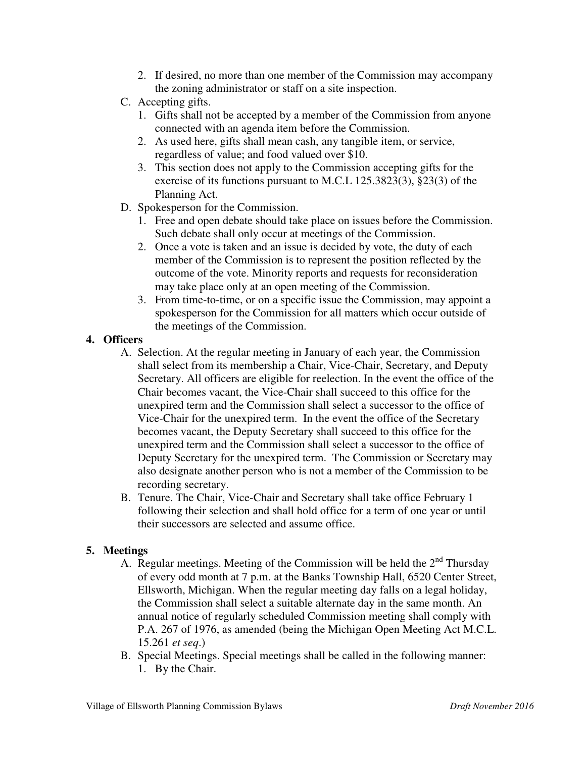2. If desired, no more than one member of the Commission may accompany the zoning administrator or staff on a site inspection.

C. Accepting gifts.
   1. Gifts shall not be accepted by a member of the Commission from anyone connected with an agenda item before the Commission.
   2. As used here, gifts shall mean cash, any tangible item, or service, regardless of value; and food valued over $10.
   3. This section does not apply to the Commission accepting gifts for the exercise of its functions pursuant to M.C.L 125.3823(3), §23(3) of the Planning Act.

D. Spokesperson for the Commission.
   1. Free and open debate should take place on issues before the Commission. Such debate shall only occur at meetings of the Commission.
   2. Once a vote is taken and an issue is decided by vote, the duty of each member of the Commission is to represent the position reflected by the outcome of the vote. Minority reports and requests for reconsideration may take place only at an open meeting of the Commission.
   3. From time-to-time, or on a specific issue the Commission, may appoint a spokesperson for the Commission for all matters which occur outside of the meetings of the Commission.

**4. Officers**

A. Selection. At the regular meeting in January of each year, the Commission shall select from its membership a Chair, Vice-Chair, Secretary, and Deputy Secretary. All officers are eligible for reelection. In the event the office of the Chair becomes vacant, the Vice-Chair shall succeed to this office for the unexpired term and the Commission shall select a successor to the office of Vice-Chair for the unexpired term. In the event the office of the Secretary becomes vacant, the Deputy Secretary shall succeed to this office for the unexpired term and the Commission shall select a successor to the office of Deputy Secretary for the unexpired term. The Commission or Secretary may also designate another person who is not a member of the Commission to be recording secretary.

B. Tenure. The Chair, Vice-Chair and Secretary shall take office February 1 following their selection and shall hold office for a term of one year or until their successors are selected and assume office.

**5. Meetings**

A. Regular meetings. Meeting of the Commission will be held the 2nd Thursday of every odd month at 7 p.m. at the Banks Township Hall, 6520 Center Street, Ellsworth, Michigan. When the regular meeting day falls on a legal holiday, the Commission shall select a suitable alternate day in the same month. An annual notice of regularly scheduled Commission meeting shall comply with P.A. 267 of 1976, as amended (being the Michigan Open Meeting Act M.C.L. 15.261 *et seq.*)

B. Special Meetings. Special meetings shall be called in the following manner:
   1. By the Chair.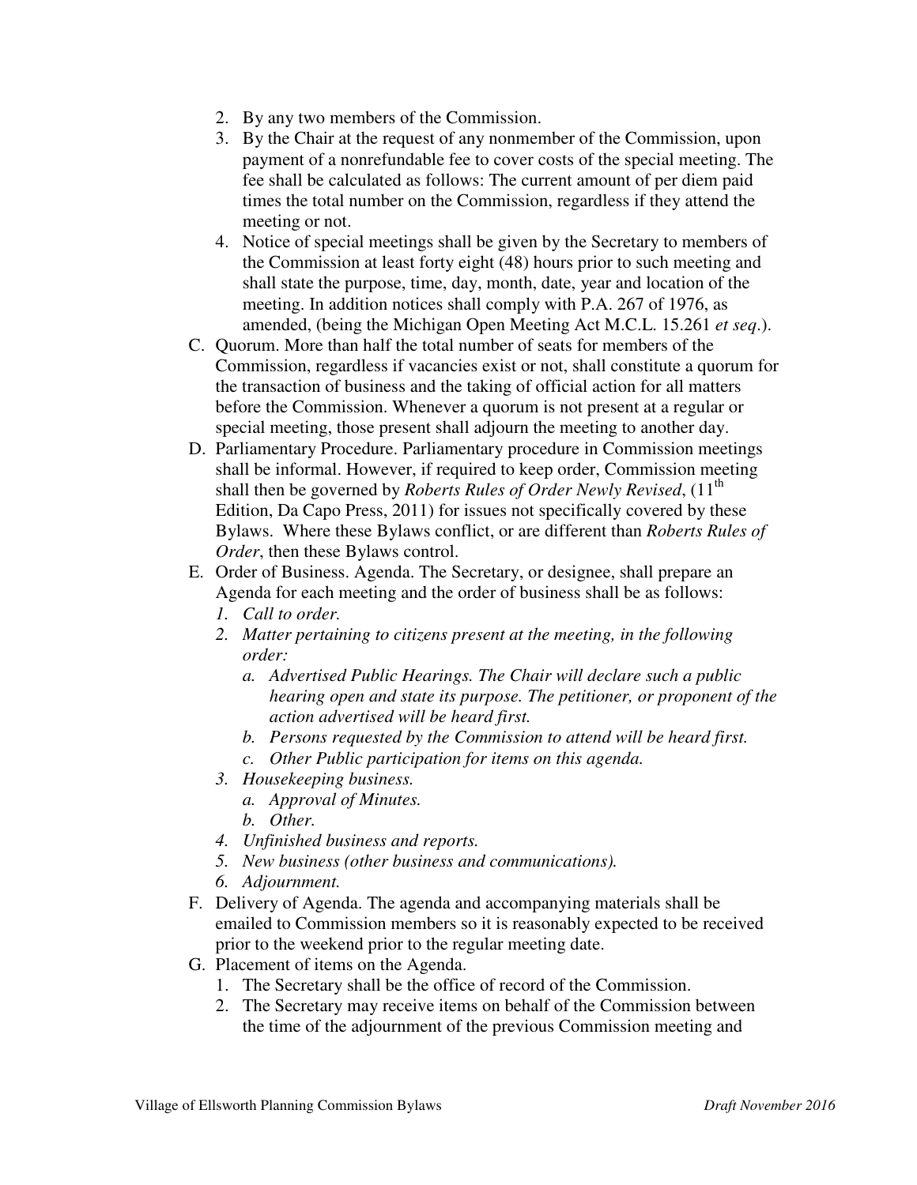2. By any two members of the Commission.
3. By the Chair at the request of any nonmember of the Commission, upon payment of a nonrefundable fee to cover costs of the special meeting. The fee shall be calculated as follows: The current amount of per diem paid times the total number on the Commission, regardless if they attend the meeting or not.
4. Notice of special meetings shall be given by the Secretary to members of the Commission at least forty eight (48) hours prior to such meeting and shall state the purpose, time, day, month, date, year and location of the meeting. In addition notices shall comply with P.A. 267 of 1976, as amended, (being the Michigan Open Meeting Act M.C.L. 15.261 *et seq*.).

C. Quorum. More than half the total number of seats for members of the Commission, regardless if vacancies exist or not, shall constitute a quorum for the transaction of business and the taking of official action for all matters before the Commission. Whenever a quorum is not present at a regular or special meeting, those present shall adjourn the meeting to another day.

D. Parliamentary Procedure. Parliamentary procedure in Commission meetings shall be informal. However, if required to keep order, Commission meeting shall then be governed by *Roberts Rules of Order Newly Revised*, (11th Edition, Da Capo Press, 2011) for issues not specifically covered by these Bylaws. Where these Bylaws conflict, or are different than *Roberts Rules of Order*, then these Bylaws control.

E. Order of Business. Agenda. The Secretary, or designee, shall prepare an Agenda for each meeting and the order of business shall be as follows:
   1. *Call to order.*
   2. *Matter pertaining to citizens present at the meeting, in the following order:*
      a. *Advertised Public Hearings. The Chair will declare such a public hearing open and state its purpose. The petitioner, or proponent of the action advertised will be heard first.*
      b. *Persons requested by the Commission to attend will be heard first.*
      c. *Other Public participation for items on this agenda.*
   3. *Housekeeping business.*
      a. *Approval of Minutes.*
      b. *Other.*
   4. *Unfinished business and reports.*
   5. *New business (other business and communications).*
   6. *Adjournment.*

F. Delivery of Agenda. The agenda and accompanying materials shall be emailed to Commission members so it is reasonably expected to be received prior to the weekend prior to the regular meeting date.

G. Placement of items on the Agenda.
   1. The Secretary shall be the office of record of the Commission.
   2. The Secretary may receive items on behalf of the Commission between the time of the adjournment of the previous Commission meeting and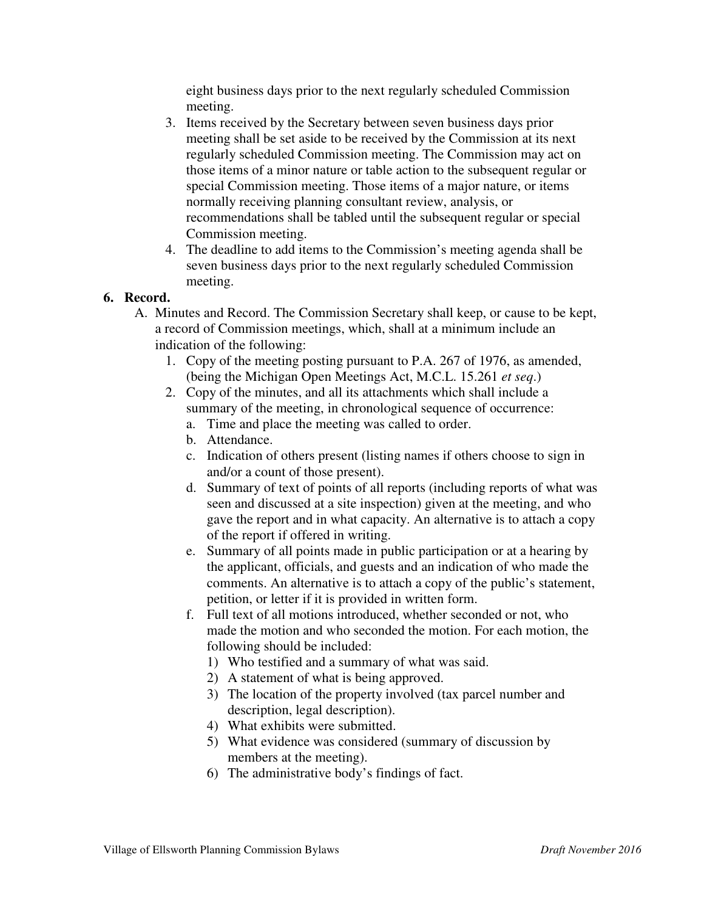eight business days prior to the next regularly scheduled Commission meeting.

3. Items received by the Secretary between seven business days prior meeting shall be set aside to be received by the Commission at its next regularly scheduled Commission meeting. The Commission may act on those items of a minor nature or table action to the subsequent regular or special Commission meeting. Those items of a major nature, or items normally receiving planning consultant review, analysis, or recommendations shall be tabled until the subsequent regular or special Commission meeting.
4. The deadline to add items to the Commission's meeting agenda shall be seven business days prior to the next regularly scheduled Commission meeting.

**6. Record.**

A. Minutes and Record. The Commission Secretary shall keep, or cause to be kept, a record of Commission meetings, which, shall at a minimum include an indication of the following:

1. Copy of the meeting posting pursuant to P.A. 267 of 1976, as amended, (being the Michigan Open Meetings Act, M.C.L. 15.261 *et seq*.)
2. Copy of the minutes, and all its attachments which shall include a summary of the meeting, in chronological sequence of occurrence:
   a. Time and place the meeting was called to order.
   b. Attendance.
   c. Indication of others present (listing names if others choose to sign in and/or a count of those present).
   d. Summary of text of points of all reports (including reports of what was seen and discussed at a site inspection) given at the meeting, and who gave the report and in what capacity. An alternative is to attach a copy of the report if offered in writing.
   e. Summary of all points made in public participation or at a hearing by the applicant, officials, and guests and an indication of who made the comments. An alternative is to attach a copy of the public's statement, petition, or letter if it is provided in written form.
   f. Full text of all motions introduced, whether seconded or not, who made the motion and who seconded the motion. For each motion, the following should be included:
      1) Who testified and a summary of what was said.
      2) A statement of what is being approved.
      3) The location of the property involved (tax parcel number and description, legal description).
      4) What exhibits were submitted.
      5) What evidence was considered (summary of discussion by members at the meeting).
      6) The administrative body's findings of fact.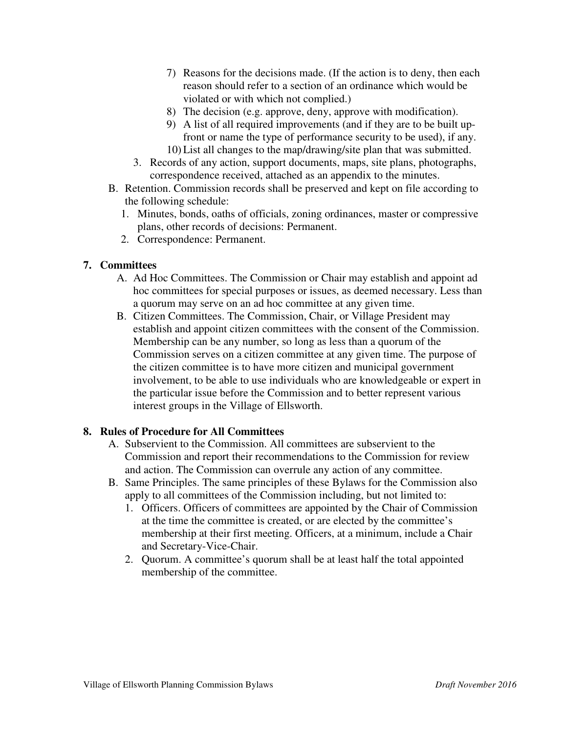7) Reasons for the decisions made. (If the action is to deny, then each reason should refer to a section of an ordinance which would be violated or with which not complied.)
8) The decision (e.g. approve, deny, approve with modification).
9) A list of all required improvements (and if they are to be built up-front or name the type of performance security to be used), if any.
10) List all changes to the map/drawing/site plan that was submitted.

3. Records of any action, support documents, maps, site plans, photographs, correspondence received, attached as an appendix to the minutes.

B. Retention. Commission records shall be preserved and kept on file according to the following schedule:
   1. Minutes, bonds, oaths of officials, zoning ordinances, master or compressive plans, other records of decisions: Permanent.
   2. Correspondence: Permanent.

**7. Committees**

A. Ad Hoc Committees. The Commission or Chair may establish and appoint ad hoc committees for special purposes or issues, as deemed necessary. Less than a quorum may serve on an ad hoc committee at any given time.

B. Citizen Committees. The Commission, Chair, or Village President may establish and appoint citizen committees with the consent of the Commission. Membership can be any number, so long as less than a quorum of the Commission serves on a citizen committee at any given time. The purpose of the citizen committee is to have more citizen and municipal government involvement, to be able to use individuals who are knowledgeable or expert in the particular issue before the Commission and to better represent various interest groups in the Village of Ellsworth.

**8. Rules of Procedure for All Committees**

A. Subservient to the Commission. All committees are subservient to the Commission and report their recommendations to the Commission for review and action. The Commission can overrule any action of any committee.

B. Same Principles. The same principles of these Bylaws for the Commission also apply to all committees of the Commission including, but not limited to:
   1. Officers. Officers of committees are appointed by the Chair of Commission at the time the committee is created, or are elected by the committee's membership at their first meeting. Officers, at a minimum, include a Chair and Secretary-Vice-Chair.
   2. Quorum. A committee's quorum shall be at least half the total appointed membership of the committee.